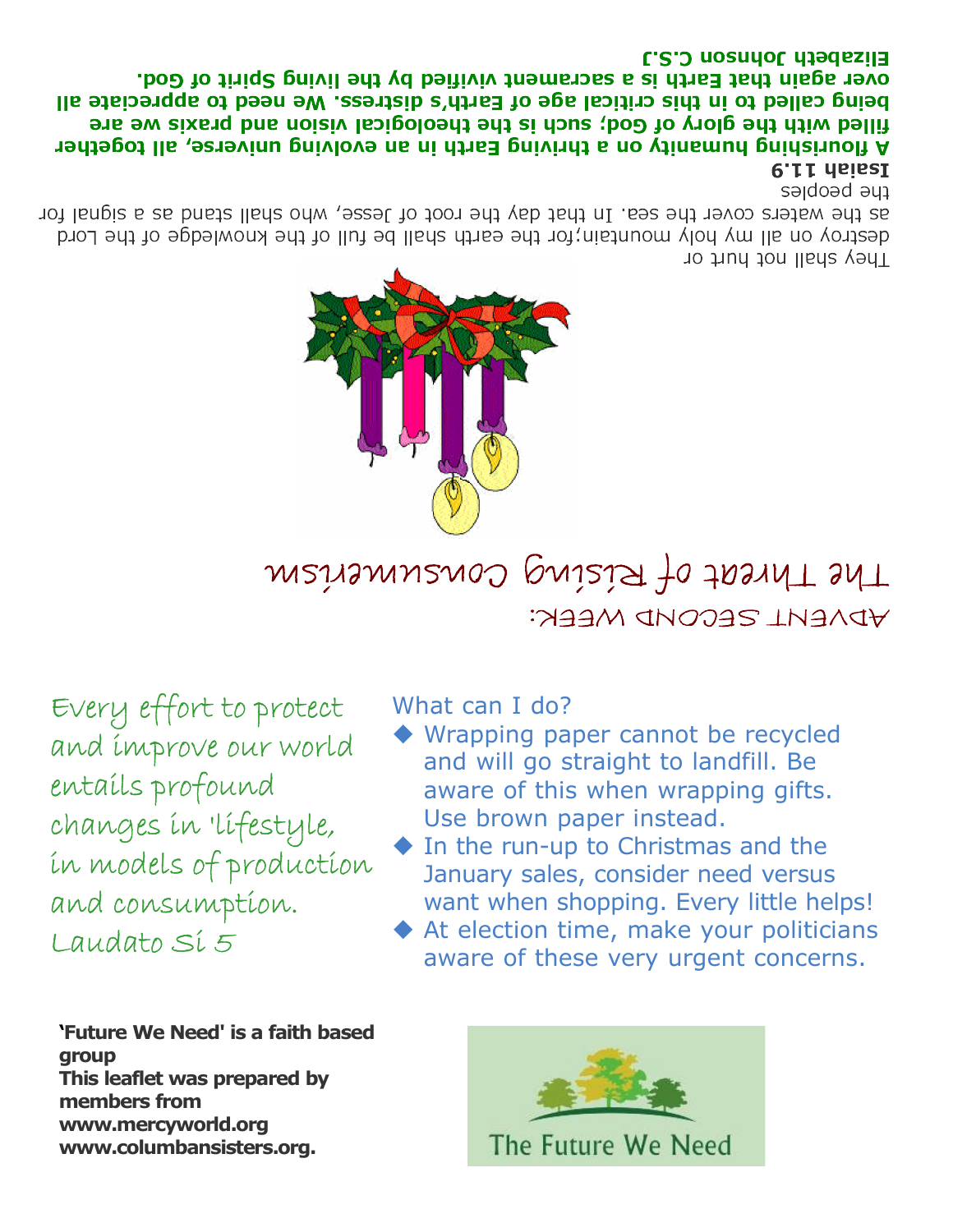## ADVENT SECOND WEEK:

# The Threat of Rising Consumerism

They shall not hurt or destroy on all my holy mountain;for the earth shall be full of the knowledge of the Lord as the waters cover the sea. In that day the root of Jesse, who shall stand as a signal for the peoples

**Isaiah 11.9**

**A flourishing humanity on a thriving Earth in an evolving universe, all together filled with the glory of God; such is the theological vision and praxis we are being called to in this critical age of Earth's distress. We need to appreciate all over again that Earth is a sacrament vivified by the living Spirit of God.**
**Elizabeth Johnson C.S.J**

Every effort to protect and improve our world entails profound changes in 'lifestyle, in models of production and consumption.
Laudato Sí 5

What can I do?

- Wrapping paper cannot be recycled and will go straight to landfill. Be aware of this when wrapping gifts. Use brown paper instead.
- In the run-up to Christmas and the January sales, consider need versus want when shopping. Every little helps!
- At election time, make your politicians aware of these very urgent concerns.

**'Future We Need' is a faith based group**
**This leaflet was prepared by members from**
**www.mercyworld.org**
**www.columbansisters.org.**

The Future We Need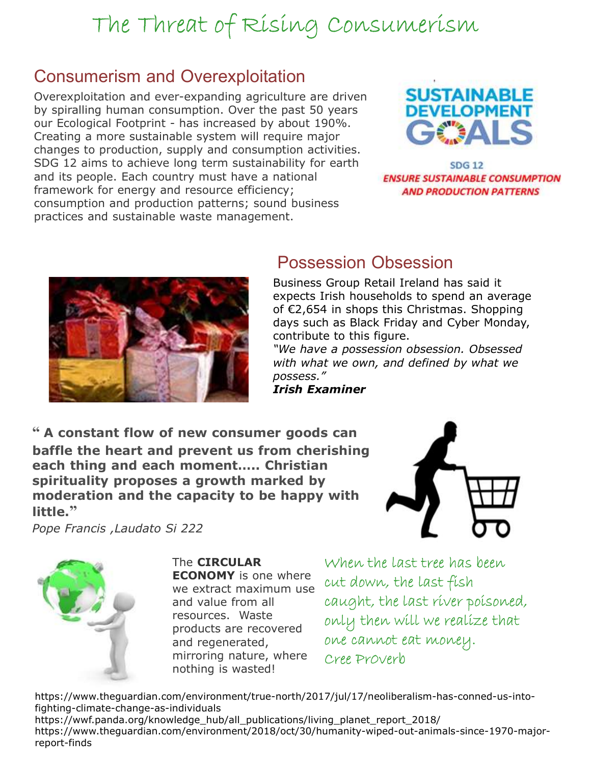# The Threat of Rising Consumerism

## Consumerism and Overexploitation

Overexploitation and ever-expanding agriculture are driven by spiralling human consumption. Over the past 50 years our Ecological Footprint - has increased by about 190%. Creating a more sustainable system will require major changes to production, supply and consumption activities. SDG 12 aims to achieve long term sustainability for earth and its people. Each country must have a national framework for energy and resource efficiency; consumption and production patterns; sound business practices and sustainable waste management.

SUSTAINABLE DEVELOPMENT GOALS

SDG 12
*ENSURE SUSTAINABLE CONSUMPTION AND PRODUCTION PATTERNS*

## Possession Obsession

Business Group Retail Ireland has said it expects Irish households to spend an average of €2,654 in shops this Christmas. Shopping days such as Black Friday and Cyber Monday, contribute to this figure.

*"We have a possession obsession. Obsessed with what we own, and defined by what we possess."*
***Irish Examiner***

**" A constant flow of new consumer goods can baffle the heart and prevent us from cherishing each thing and each moment..... Christian spirituality proposes a growth marked by moderation and the capacity to be happy with little."**

*Pope Francis ,Laudato Si 222*

The **CIRCULAR ECONOMY** is one where we extract maximum use and value from all resources. Waste products are recovered and regenerated, mirroring nature, where nothing is wasted!

When the last tree has been cut down, the last fish caught, the last river poisoned, only then will we realize that one cannot eat money.
Cree Proverb

https://www.theguardian.com/environment/true-north/2017/jul/17/neoliberalism-has-conned-us-into-fighting-climate-change-as-individuals
https://wwf.panda.org/knowledge_hub/all_publications/living_planet_report_2018/
https://www.theguardian.com/environment/2018/oct/30/humanity-wiped-out-animals-since-1970-major-report-finds